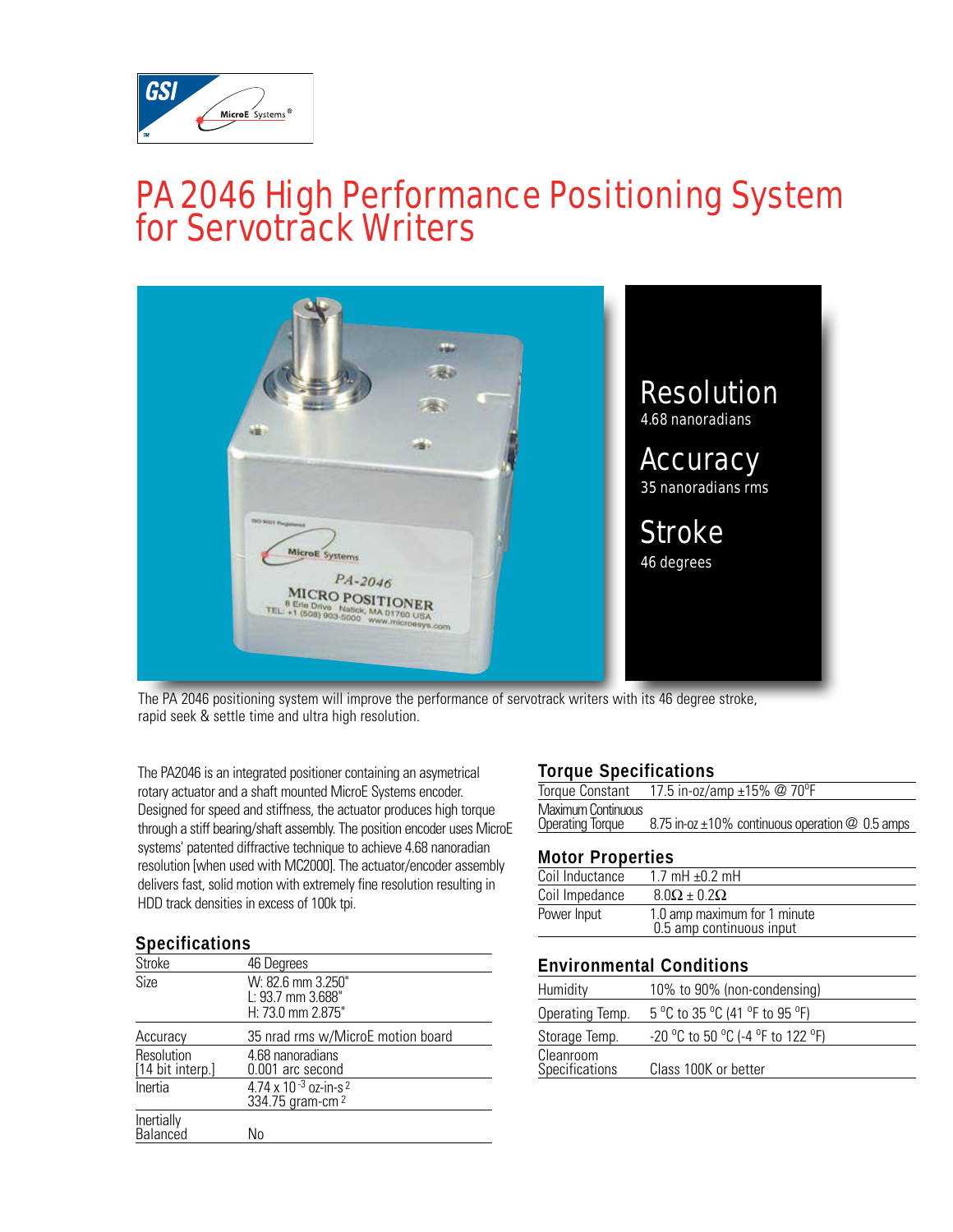# PA 2046 High Performance Positioning System for Servotrack Writers

**Resolution**
4.68 nanoradians

**Accuracy**
35 nanoradians rms

**Stroke**
46 degrees

The PA 2046 positioning system will improve the performance of servotrack writers with its 46 degree stroke, rapid seek & settle time and ultra high resolution.

The PA2046 is an integrated positioner containing an asymetrical rotary actuator and a shaft mounted MicroE Systems encoder. Designed for speed and stiffness, the actuator produces high torque through a stiff bearing/shaft assembly. The position encoder uses MicroE systems' patented diffractive technique to achieve 4.68 nanoradian resolution [when used with MC2000]. The actuator/encoder assembly delivers fast, solid motion with extremely fine resolution resulting in HDD track densities in excess of 100k tpi.

## Specifications

| | |
|---|---|
| Stroke | 46 Degrees |
| Size | W: 82.6 mm 3.250"<br>L: 93.7 mm 3.688"<br>H: 73.0 mm 2.875" |
| Accuracy | 35 nrad rms w/MicroE motion board |
| Resolution [14 bit interp.] | 4.68 nanoradians<br>0.001 arc second |
| Inertia | $4.74 \times 10^{-3}$ oz-in-s$^2$<br>334.75 gram-cm$^2$ |
| Inertially Balanced | No |

## Torque Specifications

| | |
|---|---|
| Torque Constant | 17.5 in-oz/amp ±15% @ 70°F |
| Maximum Continuous Operating Torque | 8.75 in-oz ±10% continuous operation @ 0.5 amps |

## Motor Properties

| | |
|---|---|
| Coil Inductance | 1.7 mH ±0.2 mH |
| Coil Impedance | 8.0Ω ± 0.2Ω |
| Power Input | 1.0 amp maximum for 1 minute<br>0.5 amp continuous input |

## Environmental Conditions

| | |
|---|---|
| Humidity | 10% to 90% (non-condensing) |
| Operating Temp. | 5 °C to 35 °C (41 °F to 95 °F) |
| Storage Temp. | -20 °C to 50 °C (-4 °F to 122 °F) |
| Cleanroom Specifications | Class 100K or better |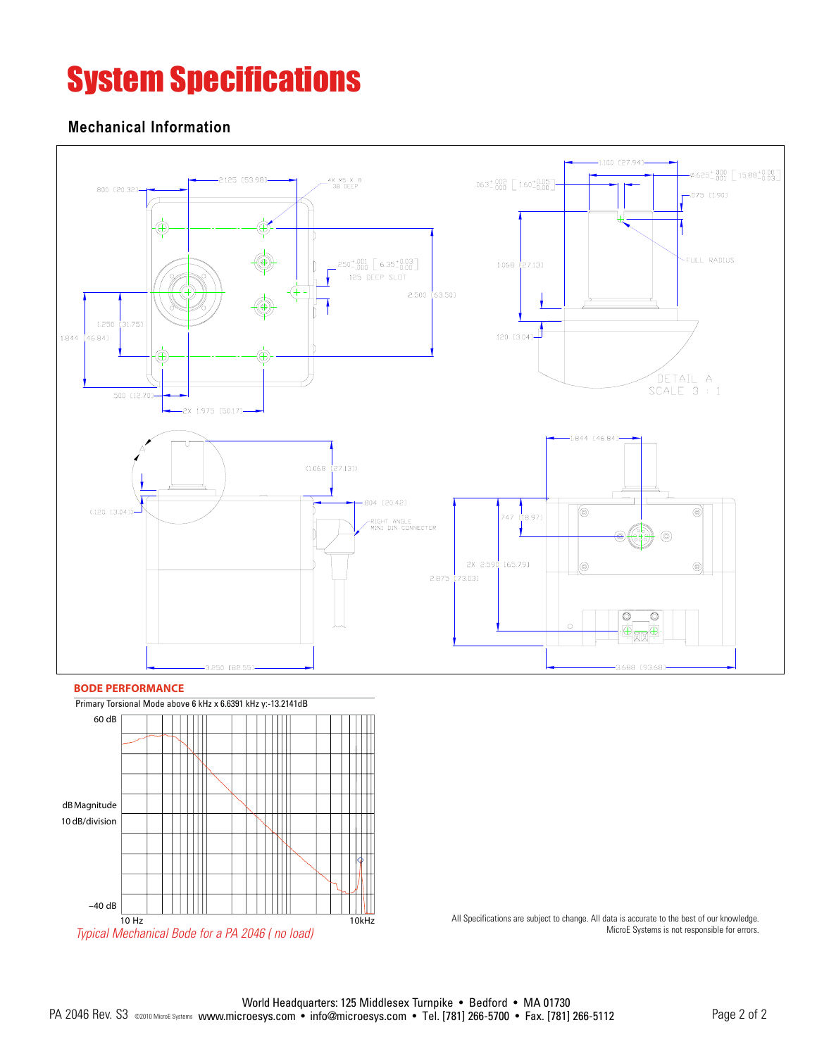# System Specifications

## Mechanical Information

.800 [20.32]
2.125 [53.98]
4X M5 X .8
.38 DEEP
.250 $^{+.001}_{-.000}$ [6.35 $^{+0.03}_{-0.00}$]
.125 DEEP SLOT
2.500 [63.50]
1.250 [31.75]
1.844 [46.84]
.500 [12.70]
2X 1.975 [50.17]

1.100 [27.94]
.063 $^{+.002}_{-.000}$ [1.60 $^{+0.05}_{-0.00}$]
Ø.625 $^{+.000}_{-.001}$ [15.88 $^{+0.00}_{-0.03}$]
.075 [1.90]
FULL RADIUS
1.068 [27.13]
.120 [3.04]
DETAIL A
SCALE 3 : 1

A
(1.068 [27.13])
(.120 [3.04])
.804 [20.42]
RIGHT ANGLE
MINI DIN CONNECTOR
3.250 [82.55]

1.844 [46.84]
.747 [18.97]
2X 2.590 [65.79]
2.875 [73.03]
3.688 [93.68]

**BODE PERFORMANCE**

Primary Torsional Mode above 6 kHz x 6.6391 kHz y:-13.2141dB

60 dB
dB Magnitude
10 dB/division
−40 dB
10 Hz
10kHz

*Typical Mechanical Bode for a PA 2046 ( no load)*

All Specifications are subject to change. All data is accurate to the best of our knowledge.
MicroE Systems is not responsible for errors.

World Headquarters: 125 Middlesex Turnpike • Bedford • MA 01730
PA 2046 Rev. S3 ©2010 MicroE Systems www.microesys.com • info@microesys.com • Tel. [781] 266-5700 • Fax. [781] 266-5112